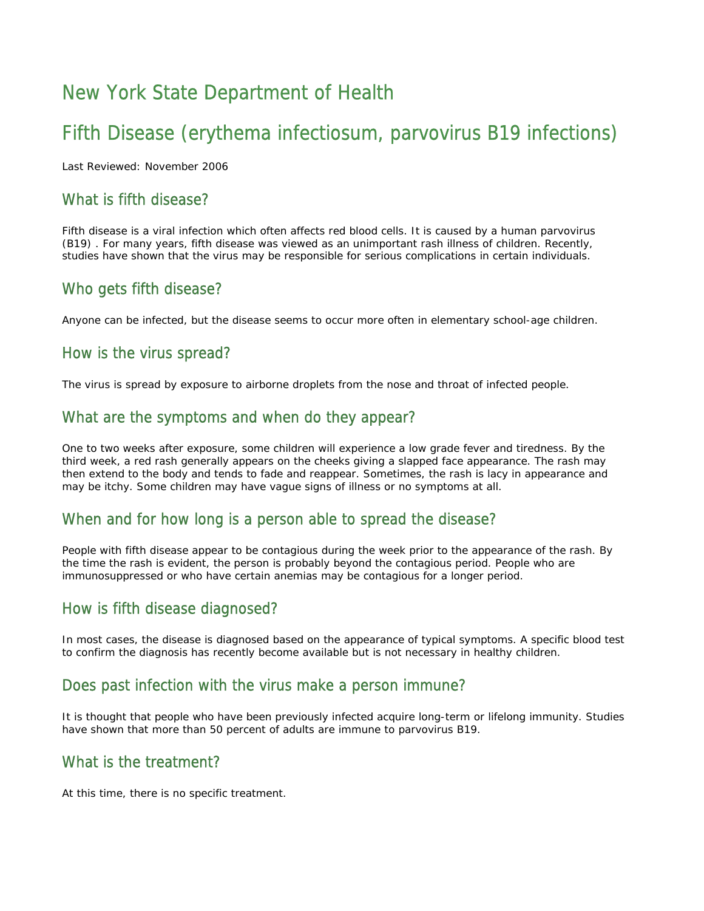# New York State Department of Health

# Fifth Disease (erythema infectiosum, parvovirus B19 infections)

Last Reviewed: November 2006

## What is fifth disease?

Fifth disease is a viral infection which often affects red blood cells. It is caused by a human parvovirus (B19) . For many years, fifth disease was viewed as an unimportant rash illness of children. Recently, studies have shown that the virus may be responsible for serious complications in certain individuals.

## Who gets fifth disease?

Anyone can be infected, but the disease seems to occur more often in elementary school-age children.

## How is the virus spread?

The virus is spread by exposure to airborne droplets from the nose and throat of infected people.

## What are the symptoms and when do they appear?

One to two weeks after exposure, some children will experience a low grade fever and tiredness. By the third week, a red rash generally appears on the cheeks giving a slapped face appearance. The rash may then extend to the body and tends to fade and reappear. Sometimes, the rash is lacy in appearance and may be itchy. Some children may have vague signs of illness or no symptoms at all.

## When and for how long is a person able to spread the disease?

People with fifth disease appear to be contagious during the week prior to the appearance of the rash. By the time the rash is evident, the person is probably beyond the contagious period. People who are immunosuppressed or who have certain anemias may be contagious for a longer period.

## How is fifth disease diagnosed?

In most cases, the disease is diagnosed based on the appearance of typical symptoms. A specific blood test to confirm the diagnosis has recently become available but is not necessary in healthy children.

## Does past infection with the virus make a person immune?

It is thought that people who have been previously infected acquire long-term or lifelong immunity. Studies have shown that more than 50 percent of adults are immune to parvovirus B19.

## What is the treatment?

At this time, there is no specific treatment.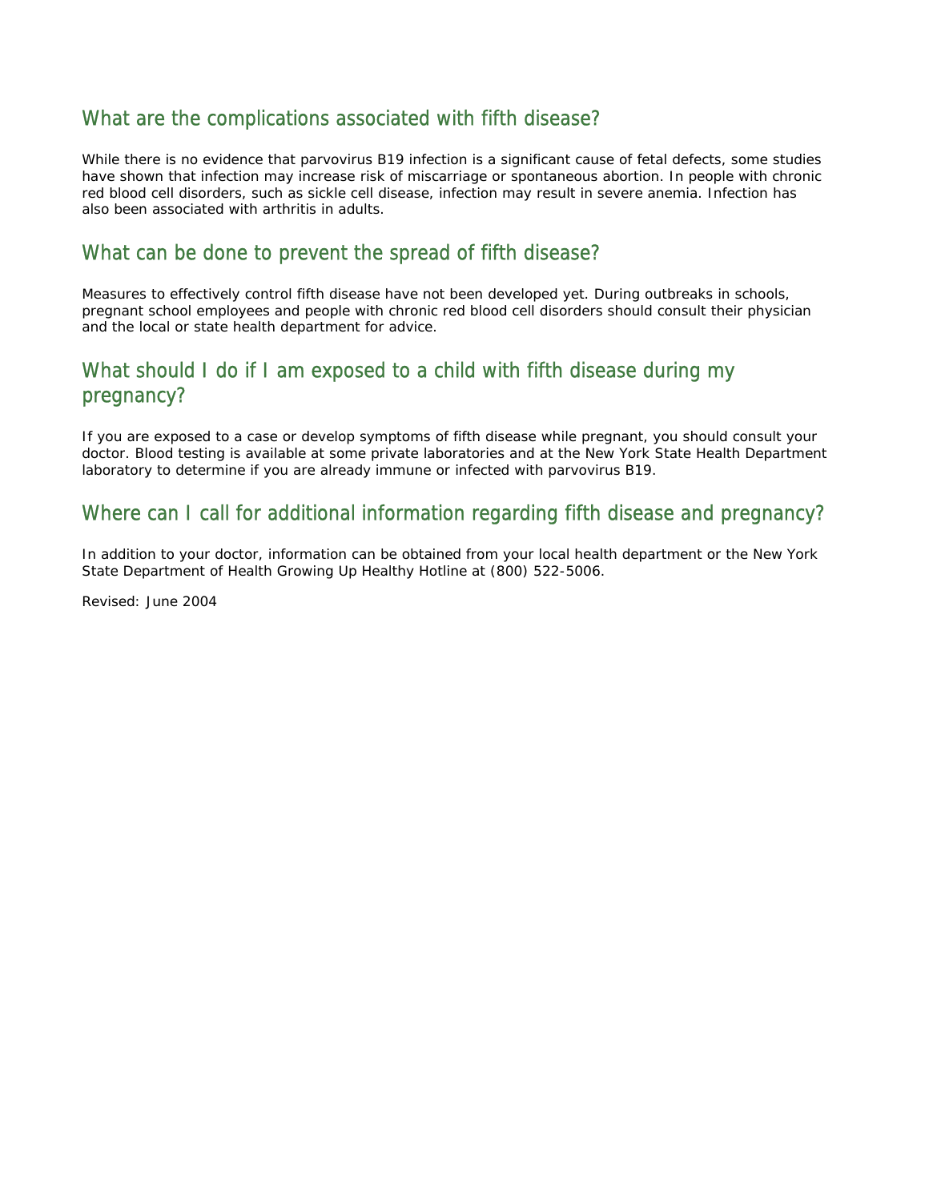## What are the complications associated with fifth disease?

While there is no evidence that parvovirus B19 infection is a significant cause of fetal defects, some studies have shown that infection may increase risk of miscarriage or spontaneous abortion. In people with chronic red blood cell disorders, such as sickle cell disease, infection may result in severe anemia. Infection has also been associated with arthritis in adults.

## What can be done to prevent the spread of fifth disease?

Measures to effectively control fifth disease have not been developed yet. During outbreaks in schools, pregnant school employees and people with chronic red blood cell disorders should consult their physician and the local or state health department for advice.

## What should I do if I am exposed to a child with fifth disease during my pregnancy?

If you are exposed to a case or develop symptoms of fifth disease while pregnant, you should consult your doctor. Blood testing is available at some private laboratories and at the New York State Health Department laboratory to determine if you are already immune or infected with parvovirus B19.

## Where can I call for additional information regarding fifth disease and pregnancy?

In addition to your doctor, information can be obtained from your local health department or the New York State Department of Health Growing Up Healthy Hotline at (800) 522-5006.

Revised: June 2004